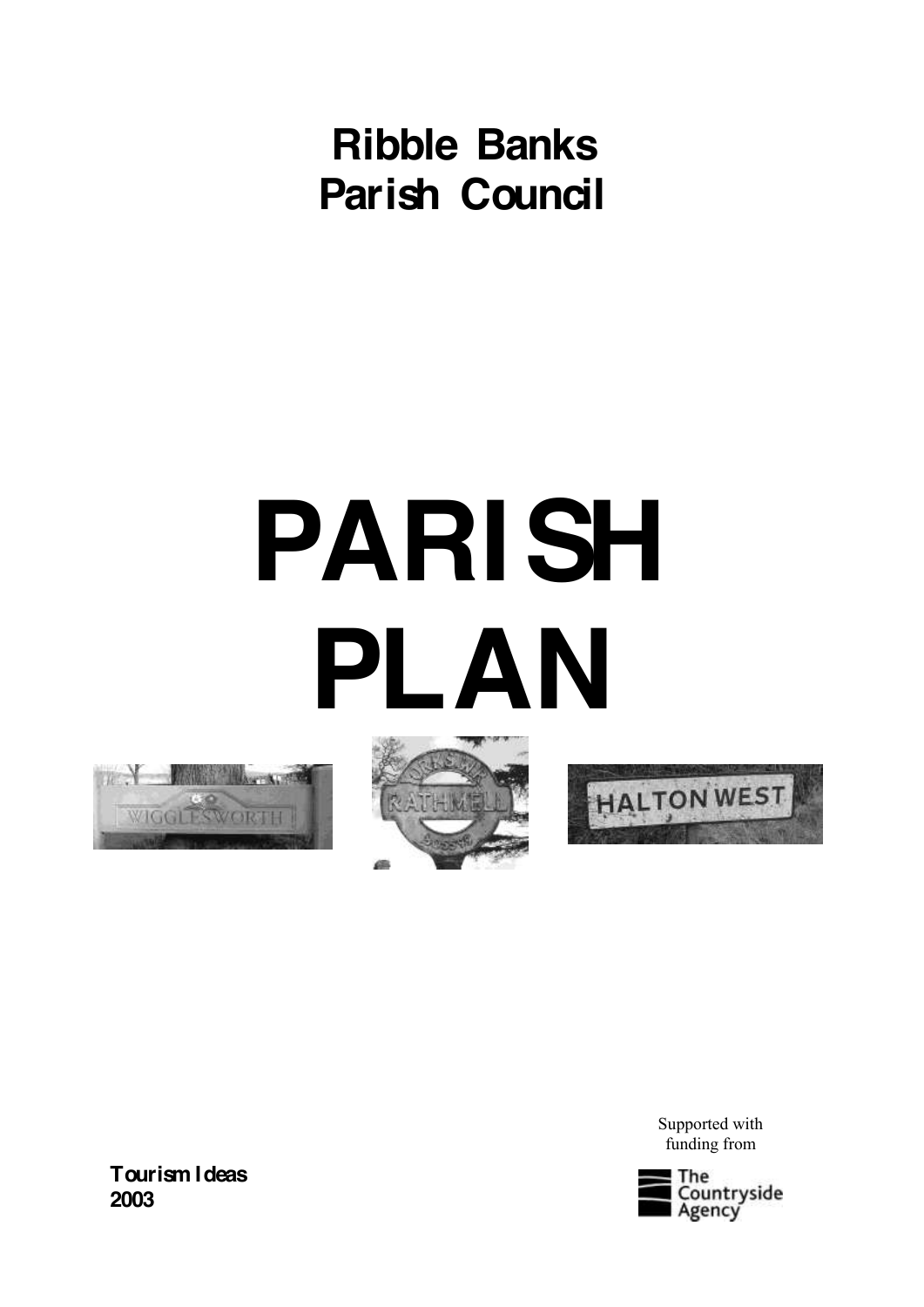# Ribble Banks Parish Council

# PARISH PLAN

Supported with funding from

The Countryside Agency

**Tourism Ideas**
**2003**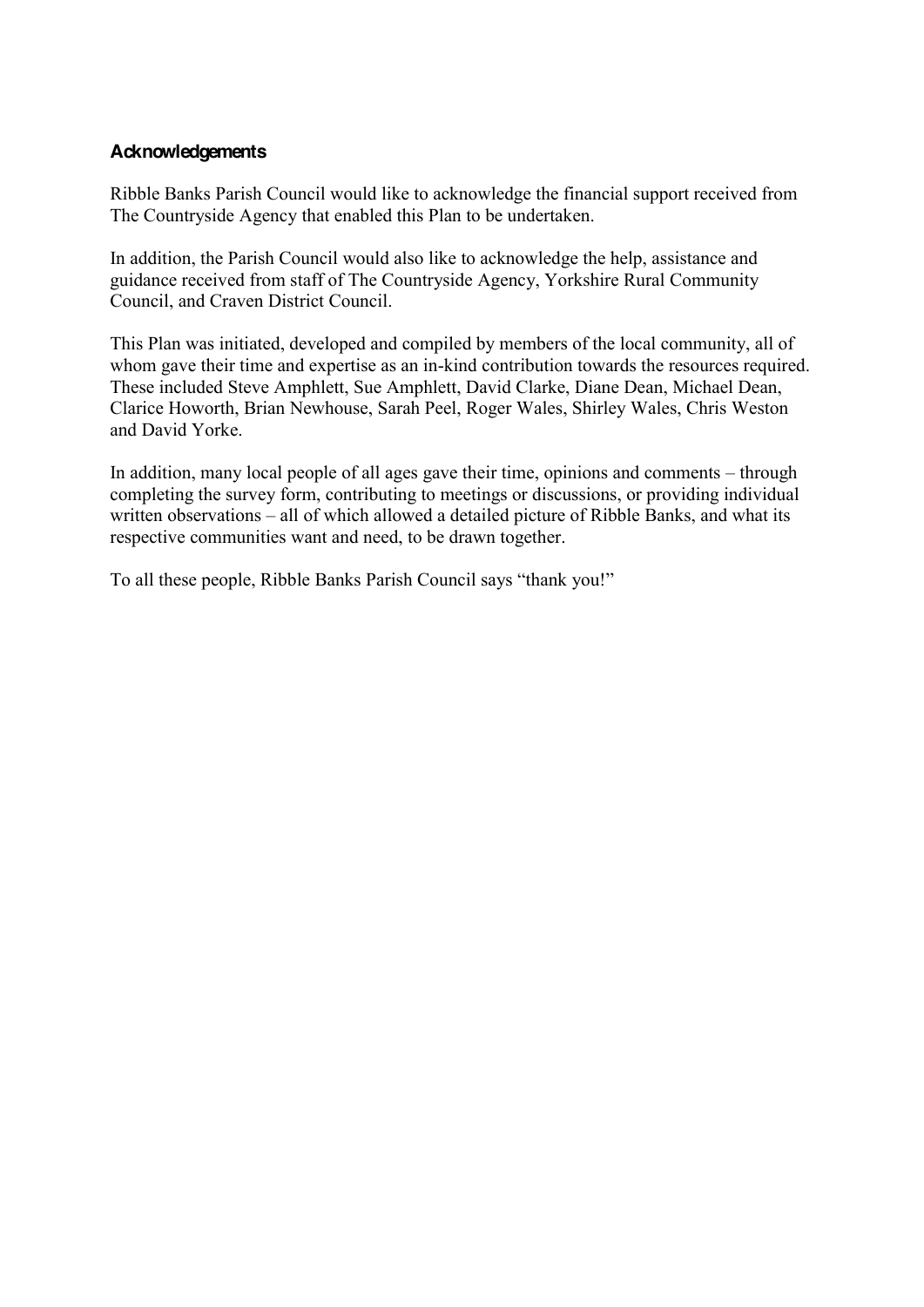## Acknowledgements

Ribble Banks Parish Council would like to acknowledge the financial support received from The Countryside Agency that enabled this Plan to be undertaken.

In addition, the Parish Council would also like to acknowledge the help, assistance and guidance received from staff of The Countryside Agency, Yorkshire Rural Community Council, and Craven District Council.

This Plan was initiated, developed and compiled by members of the local community, all of whom gave their time and expertise as an in-kind contribution towards the resources required. These included Steve Amphlett, Sue Amphlett, David Clarke, Diane Dean, Michael Dean, Clarice Howorth, Brian Newhouse, Sarah Peel, Roger Wales, Shirley Wales, Chris Weston and David Yorke.

In addition, many local people of all ages gave their time, opinions and comments – through completing the survey form, contributing to meetings or discussions, or providing individual written observations – all of which allowed a detailed picture of Ribble Banks, and what its respective communities want and need, to be drawn together.

To all these people, Ribble Banks Parish Council says "thank you!"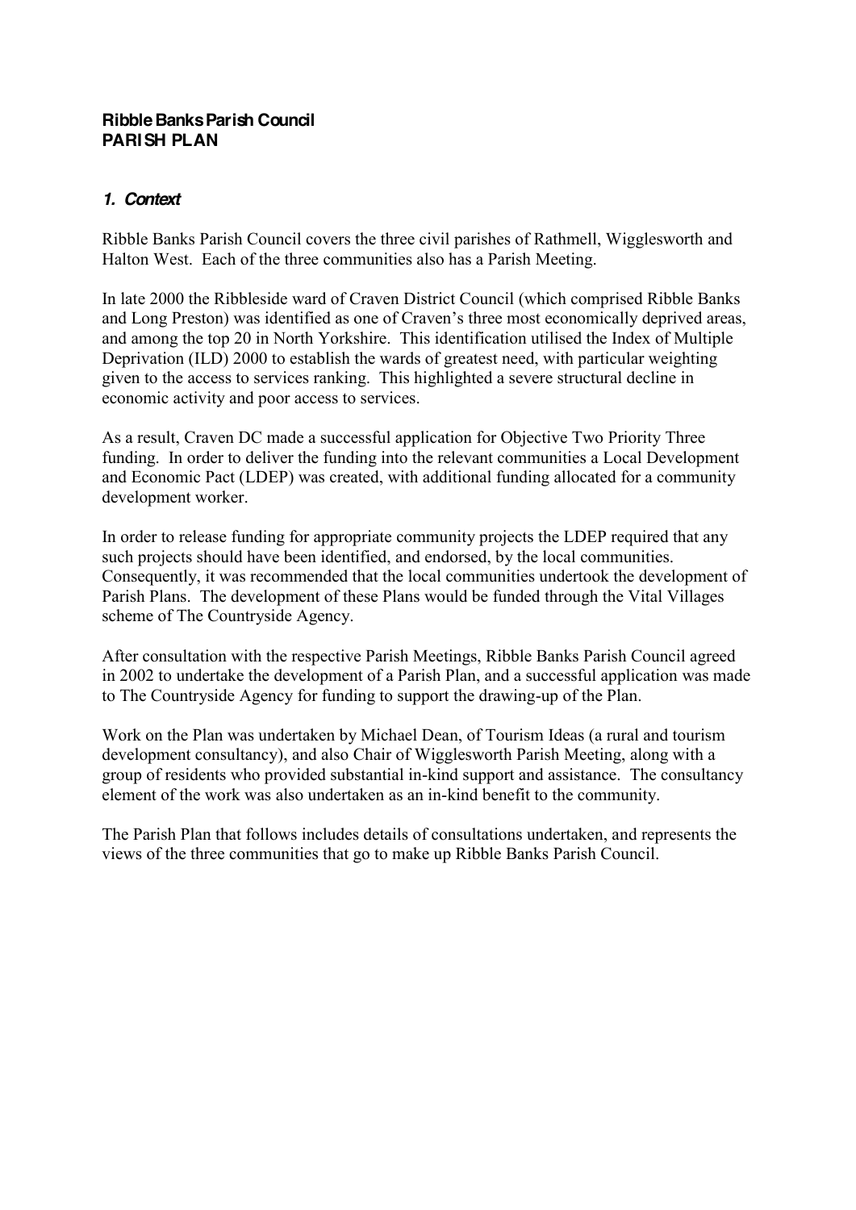**Ribble Banks Parish Council**
**PARISH PLAN**

## *1. Context*

Ribble Banks Parish Council covers the three civil parishes of Rathmell, Wigglesworth and Halton West. Each of the three communities also has a Parish Meeting.

In late 2000 the Ribbleside ward of Craven District Council (which comprised Ribble Banks and Long Preston) was identified as one of Craven's three most economically deprived areas, and among the top 20 in North Yorkshire. This identification utilised the Index of Multiple Deprivation (ILD) 2000 to establish the wards of greatest need, with particular weighting given to the access to services ranking. This highlighted a severe structural decline in economic activity and poor access to services.

As a result, Craven DC made a successful application for Objective Two Priority Three funding. In order to deliver the funding into the relevant communities a Local Development and Economic Pact (LDEP) was created, with additional funding allocated for a community development worker.

In order to release funding for appropriate community projects the LDEP required that any such projects should have been identified, and endorsed, by the local communities. Consequently, it was recommended that the local communities undertook the development of Parish Plans. The development of these Plans would be funded through the Vital Villages scheme of The Countryside Agency.

After consultation with the respective Parish Meetings, Ribble Banks Parish Council agreed in 2002 to undertake the development of a Parish Plan, and a successful application was made to The Countryside Agency for funding to support the drawing-up of the Plan.

Work on the Plan was undertaken by Michael Dean, of Tourism Ideas (a rural and tourism development consultancy), and also Chair of Wigglesworth Parish Meeting, along with a group of residents who provided substantial in-kind support and assistance. The consultancy element of the work was also undertaken as an in-kind benefit to the community.

The Parish Plan that follows includes details of consultations undertaken, and represents the views of the three communities that go to make up Ribble Banks Parish Council.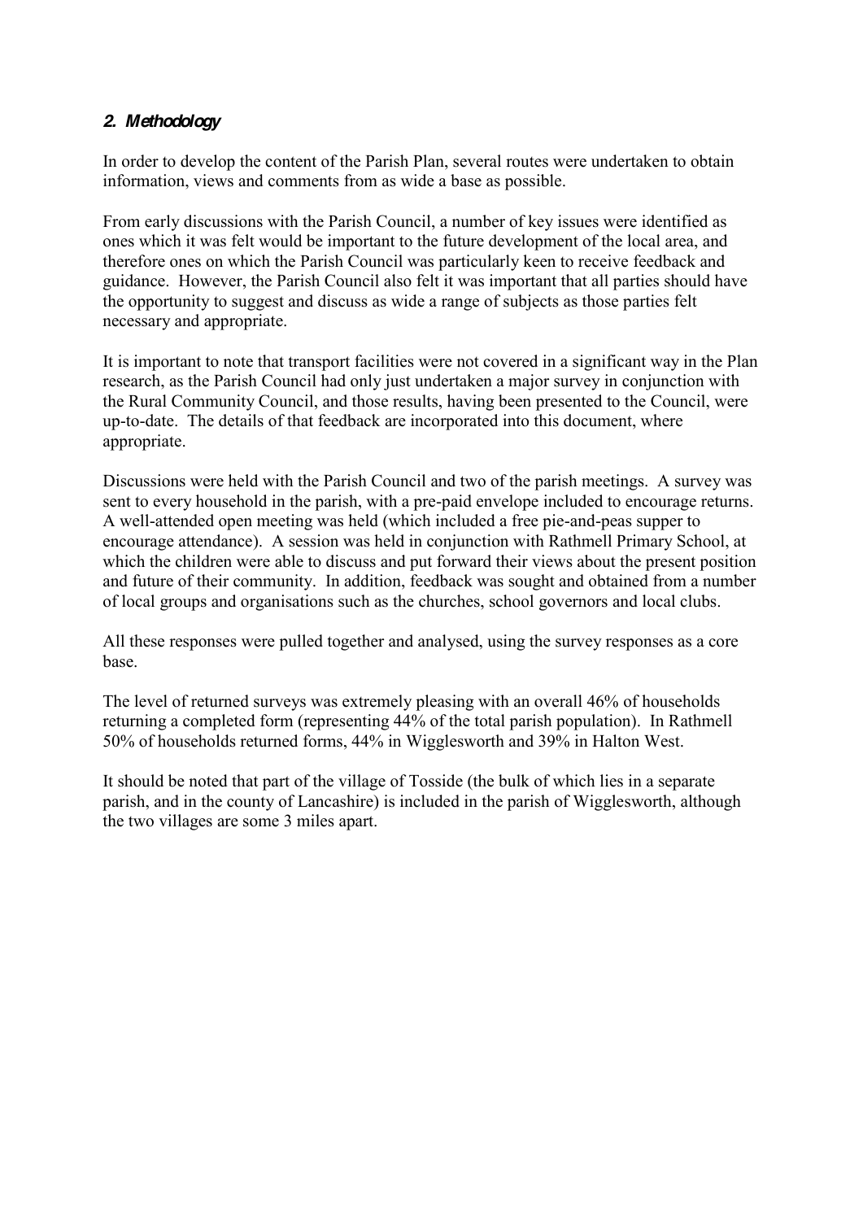## *2. Methodology*

In order to develop the content of the Parish Plan, several routes were undertaken to obtain information, views and comments from as wide a base as possible.

From early discussions with the Parish Council, a number of key issues were identified as ones which it was felt would be important to the future development of the local area, and therefore ones on which the Parish Council was particularly keen to receive feedback and guidance. However, the Parish Council also felt it was important that all parties should have the opportunity to suggest and discuss as wide a range of subjects as those parties felt necessary and appropriate.

It is important to note that transport facilities were not covered in a significant way in the Plan research, as the Parish Council had only just undertaken a major survey in conjunction with the Rural Community Council, and those results, having been presented to the Council, were up-to-date. The details of that feedback are incorporated into this document, where appropriate.

Discussions were held with the Parish Council and two of the parish meetings. A survey was sent to every household in the parish, with a pre-paid envelope included to encourage returns. A well-attended open meeting was held (which included a free pie-and-peas supper to encourage attendance). A session was held in conjunction with Rathmell Primary School, at which the children were able to discuss and put forward their views about the present position and future of their community. In addition, feedback was sought and obtained from a number of local groups and organisations such as the churches, school governors and local clubs.

All these responses were pulled together and analysed, using the survey responses as a core base.

The level of returned surveys was extremely pleasing with an overall 46% of households returning a completed form (representing 44% of the total parish population). In Rathmell 50% of households returned forms, 44% in Wigglesworth and 39% in Halton West.

It should be noted that part of the village of Tosside (the bulk of which lies in a separate parish, and in the county of Lancashire) is included in the parish of Wigglesworth, although the two villages are some 3 miles apart.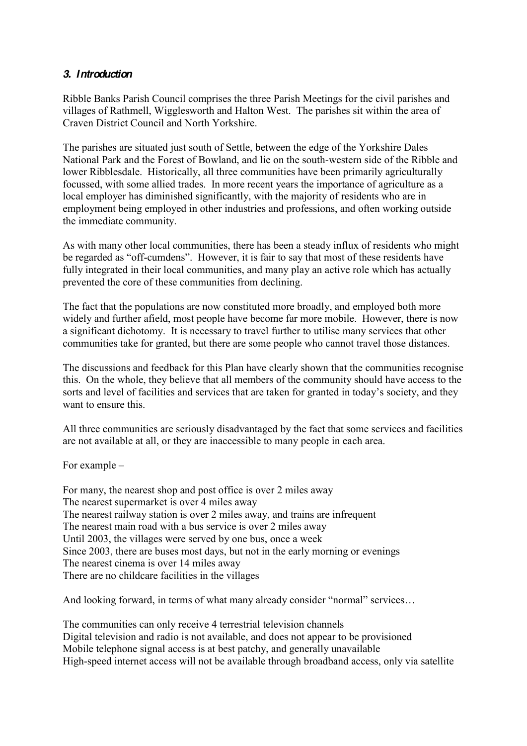### *3. Introduction*

Ribble Banks Parish Council comprises the three Parish Meetings for the civil parishes and villages of Rathmell, Wigglesworth and Halton West. The parishes sit within the area of Craven District Council and North Yorkshire.

The parishes are situated just south of Settle, between the edge of the Yorkshire Dales National Park and the Forest of Bowland, and lie on the south-western side of the Ribble and lower Ribblesdale. Historically, all three communities have been primarily agriculturally focussed, with some allied trades. In more recent years the importance of agriculture as a local employer has diminished significantly, with the majority of residents who are in employment being employed in other industries and professions, and often working outside the immediate community.

As with many other local communities, there has been a steady influx of residents who might be regarded as "off-cumdens". However, it is fair to say that most of these residents have fully integrated in their local communities, and many play an active role which has actually prevented the core of these communities from declining.

The fact that the populations are now constituted more broadly, and employed both more widely and further afield, most people have become far more mobile. However, there is now a significant dichotomy. It is necessary to travel further to utilise many services that other communities take for granted, but there are some people who cannot travel those distances.

The discussions and feedback for this Plan have clearly shown that the communities recognise this. On the whole, they believe that all members of the community should have access to the sorts and level of facilities and services that are taken for granted in today's society, and they want to ensure this.

All three communities are seriously disadvantaged by the fact that some services and facilities are not available at all, or they are inaccessible to many people in each area.

For example –

For many, the nearest shop and post office is over 2 miles away
The nearest supermarket is over 4 miles away
The nearest railway station is over 2 miles away, and trains are infrequent
The nearest main road with a bus service is over 2 miles away
Until 2003, the villages were served by one bus, once a week
Since 2003, there are buses most days, but not in the early morning or evenings
The nearest cinema is over 14 miles away
There are no childcare facilities in the villages

And looking forward, in terms of what many already consider "normal" services…

The communities can only receive 4 terrestrial television channels
Digital television and radio is not available, and does not appear to be provisioned
Mobile telephone signal access is at best patchy, and generally unavailable
High-speed internet access will not be available through broadband access, only via satellite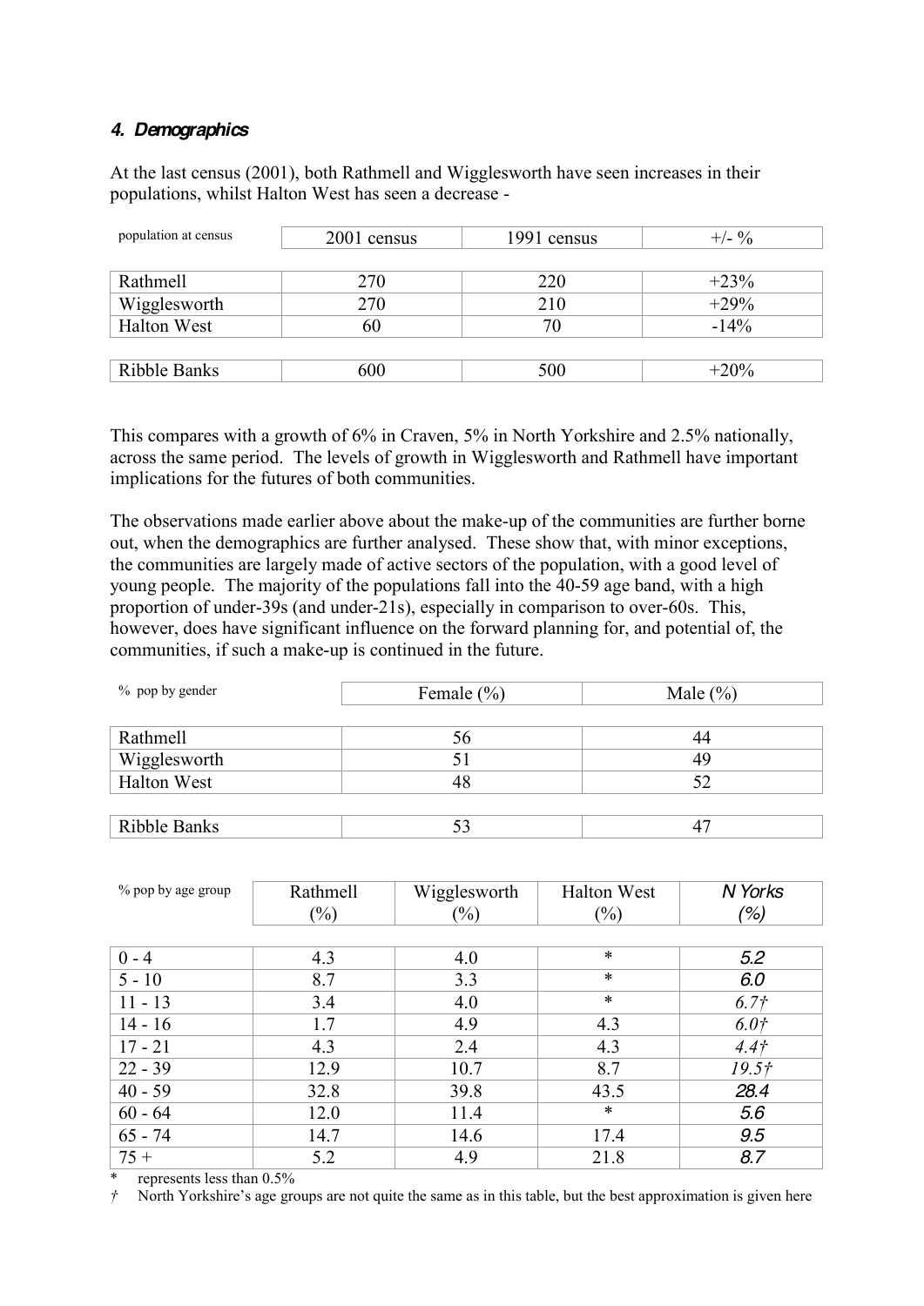### *4. Demographics*

At the last census (2001), both Rathmell and Wigglesworth have seen increases in their populations, whilst Halton West has seen a decrease -

| population at census | 2001 census | 1991 census | +/- % |
|---|---|---|---|
| Rathmell | 270 | 220 | +23% |
| Wigglesworth | 270 | 210 | +29% |
| Halton West | 60 | 70 | -14% |
| Ribble Banks | 600 | 500 | +20% |

This compares with a growth of 6% in Craven, 5% in North Yorkshire and 2.5% nationally, across the same period. The levels of growth in Wigglesworth and Rathmell have important implications for the futures of both communities.

The observations made earlier above about the make-up of the communities are further borne out, when the demographics are further analysed. These show that, with minor exceptions, the communities are largely made of active sectors of the population, with a good level of young people. The majority of the populations fall into the 40-59 age band, with a high proportion of under-39s (and under-21s), especially in comparison to over-60s. This, however, does have significant influence on the forward planning for, and potential of, the communities, if such a make-up is continued in the future.

| % pop by gender | Female (%) | Male (%) |
|---|---|---|
| Rathmell | 56 | 44 |
| Wigglesworth | 51 | 49 |
| Halton West | 48 | 52 |
| Ribble Banks | 53 | 47 |

| % pop by age group | Rathmell (%) | Wigglesworth (%) | Halton West (%) | *N Yorks (%)* |
|---|---|---|---|---|
| 0 - 4 | 4.3 | 4.0 | * | *5.2* |
| 5 - 10 | 8.7 | 3.3 | * | *6.0* |
| 11 - 13 | 3.4 | 4.0 | * | *6.7†* |
| 14 - 16 | 1.7 | 4.9 | 4.3 | *6.0†* |
| 17 - 21 | 4.3 | 2.4 | 4.3 | *4.4†* |
| 22 - 39 | 12.9 | 10.7 | 8.7 | *19.5†* |
| 40 - 59 | 32.8 | 39.8 | 43.5 | *28.4* |
| 60 - 64 | 12.0 | 11.4 | * | *5.6* |
| 65 - 74 | 14.7 | 14.6 | 17.4 | *9.5* |
| 75 + | 5.2 | 4.9 | 21.8 | *8.7* |

\* represents less than 0.5%

† North Yorkshire's age groups are not quite the same as in this table, but the best approximation is given here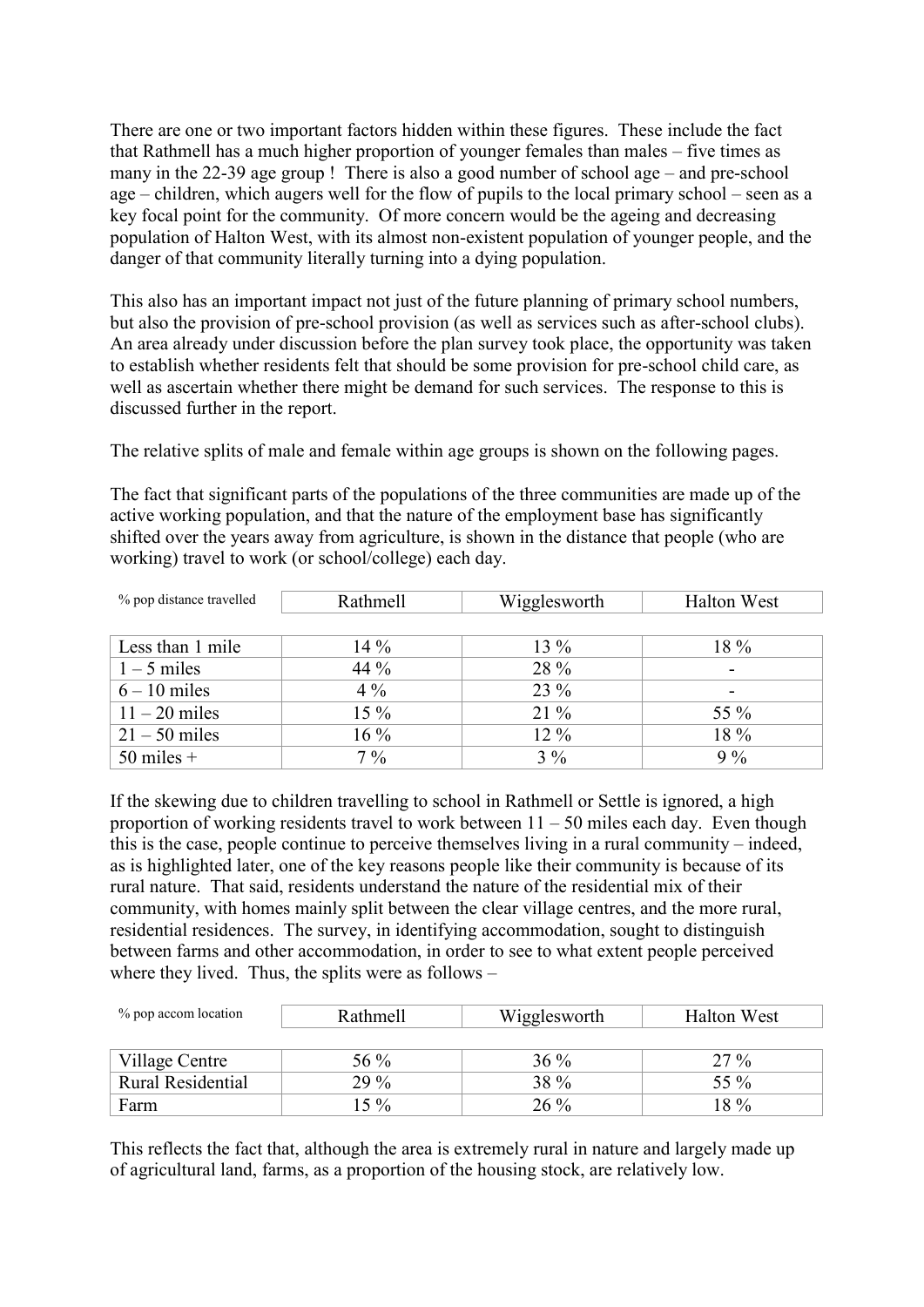There are one or two important factors hidden within these figures. These include the fact that Rathmell has a much higher proportion of younger females than males – five times as many in the 22-39 age group ! There is also a good number of school age – and pre-school age – children, which augers well for the flow of pupils to the local primary school – seen as a key focal point for the community. Of more concern would be the ageing and decreasing population of Halton West, with its almost non-existent population of younger people, and the danger of that community literally turning into a dying population.

This also has an important impact not just of the future planning of primary school numbers, but also the provision of pre-school provision (as well as services such as after-school clubs). An area already under discussion before the plan survey took place, the opportunity was taken to establish whether residents felt that should be some provision for pre-school child care, as well as ascertain whether there might be demand for such services. The response to this is discussed further in the report.

The relative splits of male and female within age groups is shown on the following pages.

The fact that significant parts of the populations of the three communities are made up of the active working population, and that the nature of the employment base has significantly shifted over the years away from agriculture, is shown in the distance that people (who are working) travel to work (or school/college) each day.

| % pop distance travelled | Rathmell | Wigglesworth | Halton West |
|---|---|---|---|
| Less than 1 mile | 14 % | 13 % | 18 % |
| 1 – 5 miles | 44 % | 28 % | - |
| 6 – 10 miles | 4 % | 23 % | - |
| 11 – 20 miles | 15 % | 21 % | 55 % |
| 21 – 50 miles | 16 % | 12 % | 18 % |
| 50 miles + | 7 % | 3 % | 9 % |

If the skewing due to children travelling to school in Rathmell or Settle is ignored, a high proportion of working residents travel to work between 11 – 50 miles each day. Even though this is the case, people continue to perceive themselves living in a rural community – indeed, as is highlighted later, one of the key reasons people like their community is because of its rural nature. That said, residents understand the nature of the residential mix of their community, with homes mainly split between the clear village centres, and the more rural, residential residences. The survey, in identifying accommodation, sought to distinguish between farms and other accommodation, in order to see to what extent people perceived where they lived. Thus, the splits were as follows –

| % pop accom location | Rathmell | Wigglesworth | Halton West |
|---|---|---|---|
| Village Centre | 56 % | 36 % | 27 % |
| Rural Residential | 29 % | 38 % | 55 % |
| Farm | 15 % | 26 % | 18 % |

This reflects the fact that, although the area is extremely rural in nature and largely made up of agricultural land, farms, as a proportion of the housing stock, are relatively low.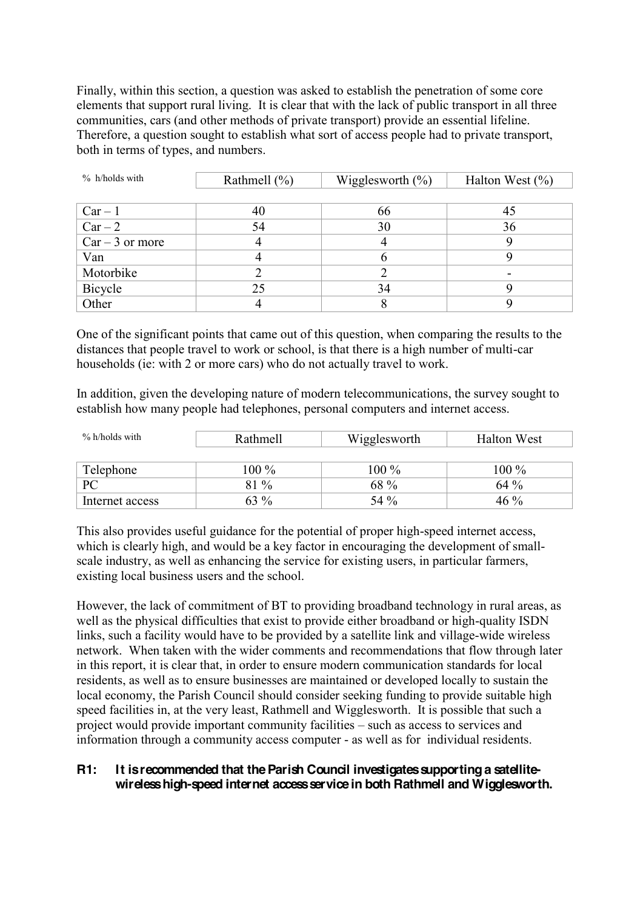Finally, within this section, a question was asked to establish the penetration of some core elements that support rural living. It is clear that with the lack of public transport in all three communities, cars (and other methods of private transport) provide an essential lifeline. Therefore, a question sought to establish what sort of access people had to private transport, both in terms of types, and numbers.

| % h/holds with | Rathmell (%) | Wigglesworth (%) | Halton West (%) |
|---|---|---|---|
| Car – 1 | 40 | 66 | 45 |
| Car – 2 | 54 | 30 | 36 |
| Car – 3 or more | 4 | 4 | 9 |
| Van | 4 | 6 | 9 |
| Motorbike | 2 | 2 | - |
| Bicycle | 25 | 34 | 9 |
| Other | 4 | 8 | 9 |

One of the significant points that came out of this question, when comparing the results to the distances that people travel to work or school, is that there is a high number of multi-car households (ie: with 2 or more cars) who do not actually travel to work.

In addition, given the developing nature of modern telecommunications, the survey sought to establish how many people had telephones, personal computers and internet access.

| % h/holds with | Rathmell | Wigglesworth | Halton West |
|---|---|---|---|
| Telephone | 100 % | 100 % | 100 % |
| PC | 81 % | 68 % | 64 % |
| Internet access | 63 % | 54 % | 46 % |

This also provides useful guidance for the potential of proper high-speed internet access, which is clearly high, and would be a key factor in encouraging the development of small-scale industry, as well as enhancing the service for existing users, in particular farmers, existing local business users and the school.

However, the lack of commitment of BT to providing broadband technology in rural areas, as well as the physical difficulties that exist to provide either broadband or high-quality ISDN links, such a facility would have to be provided by a satellite link and village-wide wireless network. When taken with the wider comments and recommendations that flow through later in this report, it is clear that, in order to ensure modern communication standards for local residents, as well as to ensure businesses are maintained or developed locally to sustain the local economy, the Parish Council should consider seeking funding to provide suitable high speed facilities in, at the very least, Rathmell and Wigglesworth. It is possible that such a project would provide important community facilities – such as access to services and information through a community access computer - as well as for individual residents.

**R1: It is recommended that the Parish Council investigates supporting a satellite-wireless high-speed internet access service in both Rathmell and Wigglesworth.**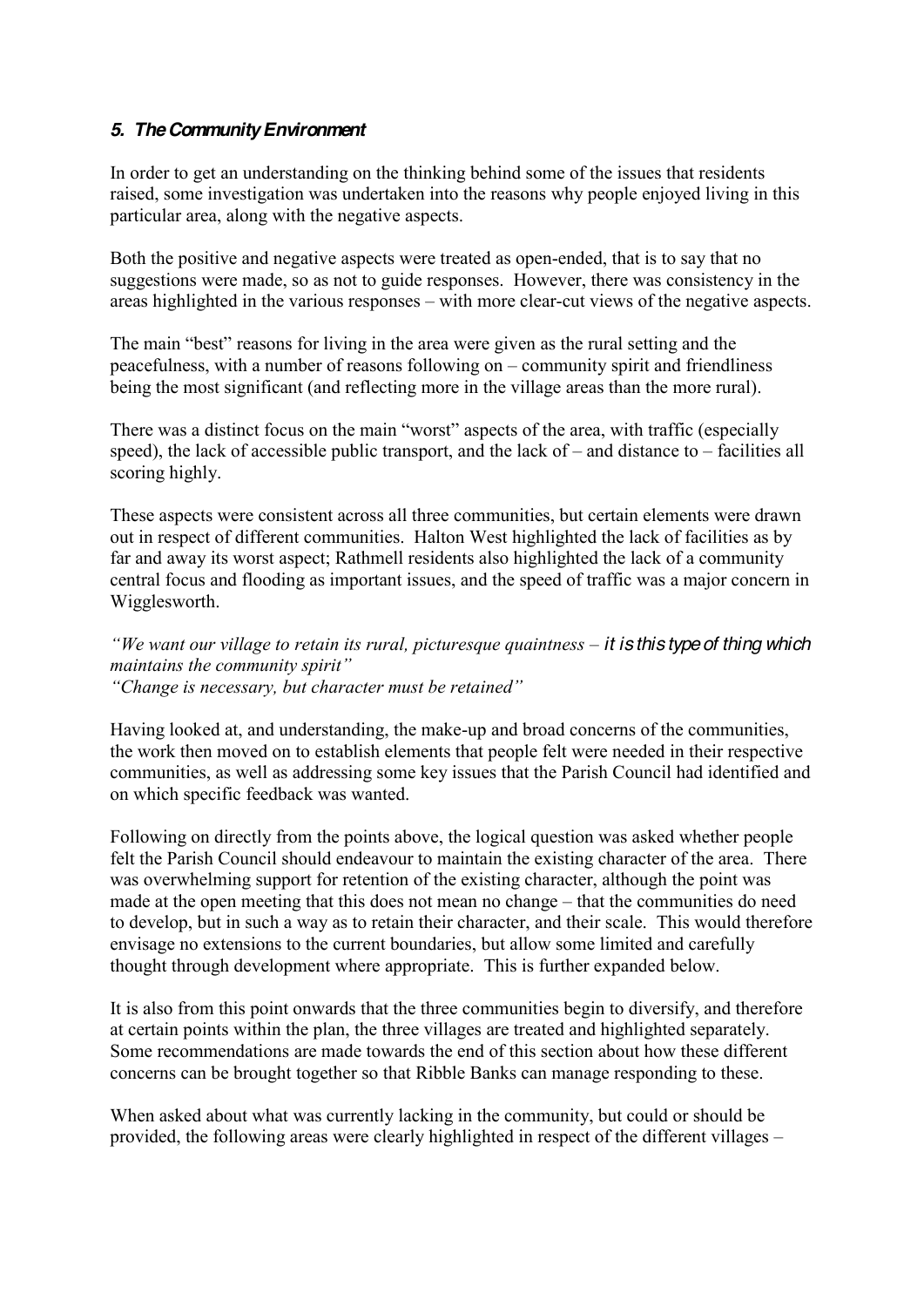## *5. The Community Environment*

In order to get an understanding on the thinking behind some of the issues that residents raised, some investigation was undertaken into the reasons why people enjoyed living in this particular area, along with the negative aspects.

Both the positive and negative aspects were treated as open-ended, that is to say that no suggestions were made, so as not to guide responses. However, there was consistency in the areas highlighted in the various responses – with more clear-cut views of the negative aspects.

The main "best" reasons for living in the area were given as the rural setting and the peacefulness, with a number of reasons following on – community spirit and friendliness being the most significant (and reflecting more in the village areas than the more rural).

There was a distinct focus on the main "worst" aspects of the area, with traffic (especially speed), the lack of accessible public transport, and the lack of – and distance to – facilities all scoring highly.

These aspects were consistent across all three communities, but certain elements were drawn out in respect of different communities. Halton West highlighted the lack of facilities as by far and away its worst aspect; Rathmell residents also highlighted the lack of a community central focus and flooding as important issues, and the speed of traffic was a major concern in Wigglesworth.

*"We want our village to retain its rural, picturesque quaintness – it is this type of thing which maintains the community spirit"*
*"Change is necessary, but character must be retained"*

Having looked at, and understanding, the make-up and broad concerns of the communities, the work then moved on to establish elements that people felt were needed in their respective communities, as well as addressing some key issues that the Parish Council had identified and on which specific feedback was wanted.

Following on directly from the points above, the logical question was asked whether people felt the Parish Council should endeavour to maintain the existing character of the area. There was overwhelming support for retention of the existing character, although the point was made at the open meeting that this does not mean no change – that the communities do need to develop, but in such a way as to retain their character, and their scale. This would therefore envisage no extensions to the current boundaries, but allow some limited and carefully thought through development where appropriate. This is further expanded below.

It is also from this point onwards that the three communities begin to diversify, and therefore at certain points within the plan, the three villages are treated and highlighted separately. Some recommendations are made towards the end of this section about how these different concerns can be brought together so that Ribble Banks can manage responding to these.

When asked about what was currently lacking in the community, but could or should be provided, the following areas were clearly highlighted in respect of the different villages –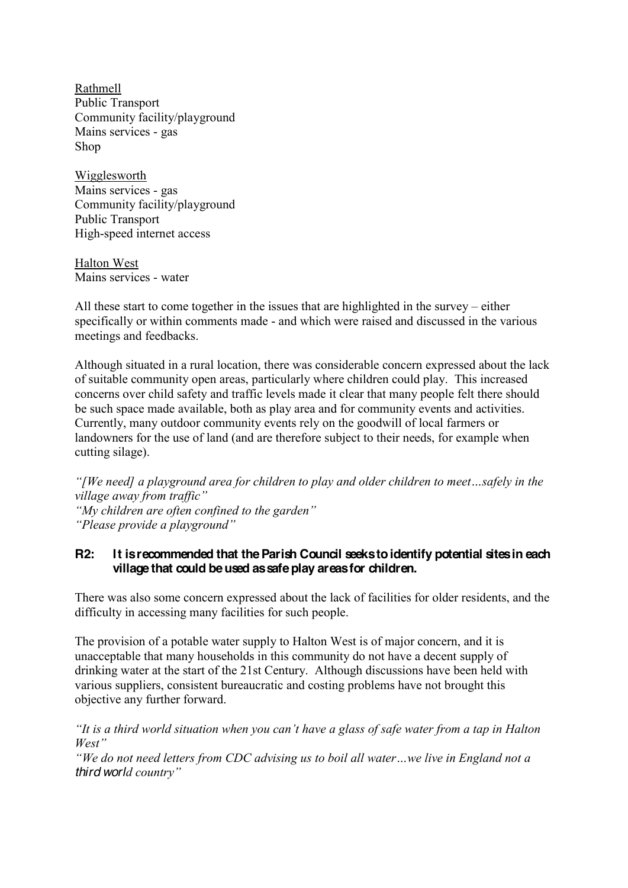<u>Rathmell</u>
Public Transport
Community facility/playground
Mains services - gas
Shop

<u>Wigglesworth</u>
Mains services - gas
Community facility/playground
Public Transport
High-speed internet access

<u>Halton West</u>
Mains services - water

All these start to come together in the issues that are highlighted in the survey – either specifically or within comments made - and which were raised and discussed in the various meetings and feedbacks.

Although situated in a rural location, there was considerable concern expressed about the lack of suitable community open areas, particularly where children could play. This increased concerns over child safety and traffic levels made it clear that many people felt there should be such space made available, both as play area and for community events and activities. Currently, many outdoor community events rely on the goodwill of local farmers or landowners for the use of land (and are therefore subject to their needs, for example when cutting silage).

*"[We need] a playground area for children to play and older children to meet…safely in the village away from traffic"*
*"My children are often confined to the garden"*
*"Please provide a playground"*

**R2: It is recommended that the Parish Council seeks to identify potential sites in each village that could be used as safe play areas for children.**

There was also some concern expressed about the lack of facilities for older residents, and the difficulty in accessing many facilities for such people.

The provision of a potable water supply to Halton West is of major concern, and it is unacceptable that many households in this community do not have a decent supply of drinking water at the start of the 21st Century. Although discussions have been held with various suppliers, consistent bureaucratic and costing problems have not brought this objective any further forward.

*"It is a third world situation when you can't have a glass of safe water from a tap in Halton West"*
*"We do not need letters from CDC advising us to boil all water…we live in England not a third world country"*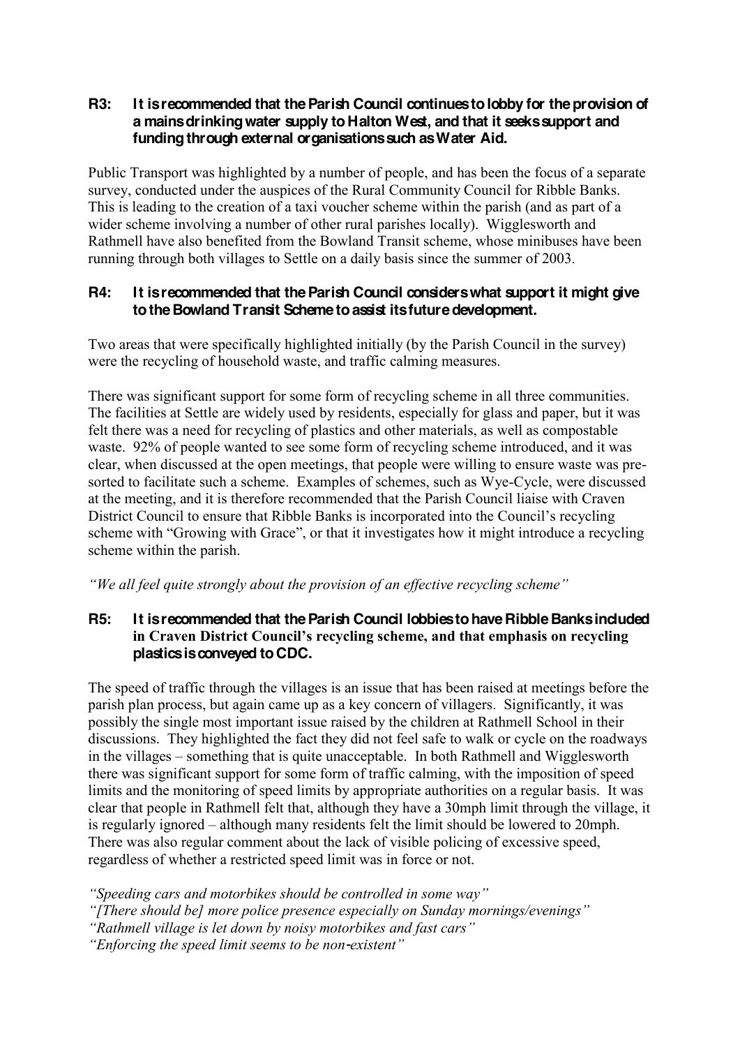**R3: It is recommended that the Parish Council continues to lobby for the provision of a mains drinking water supply to Halton West, and that it seeks support and funding through external organisations such as Water Aid.**

Public Transport was highlighted by a number of people, and has been the focus of a separate survey, conducted under the auspices of the Rural Community Council for Ribble Banks. This is leading to the creation of a taxi voucher scheme within the parish (and as part of a wider scheme involving a number of other rural parishes locally). Wigglesworth and Rathmell have also benefited from the Bowland Transit scheme, whose minibuses have been running through both villages to Settle on a daily basis since the summer of 2003.

**R4: It is recommended that the Parish Council considers what support it might give to the Bowland Transit Scheme to assist its future development.**

Two areas that were specifically highlighted initially (by the Parish Council in the survey) were the recycling of household waste, and traffic calming measures.

There was significant support for some form of recycling scheme in all three communities. The facilities at Settle are widely used by residents, especially for glass and paper, but it was felt there was a need for recycling of plastics and other materials, as well as compostable waste. 92% of people wanted to see some form of recycling scheme introduced, and it was clear, when discussed at the open meetings, that people were willing to ensure waste was pre-sorted to facilitate such a scheme. Examples of schemes, such as Wye-Cycle, were discussed at the meeting, and it is therefore recommended that the Parish Council liaise with Craven District Council to ensure that Ribble Banks is incorporated into the Council's recycling scheme with "Growing with Grace", or that it investigates how it might introduce a recycling scheme within the parish.

*"We all feel quite strongly about the provision of an effective recycling scheme"*

**R5: It is recommended that the Parish Council lobbies to have Ribble Banks included in Craven District Council's recycling scheme, and that emphasis on recycling plastics is conveyed to CDC.**

The speed of traffic through the villages is an issue that has been raised at meetings before the parish plan process, but again came up as a key concern of villagers. Significantly, it was possibly the single most important issue raised by the children at Rathmell School in their discussions. They highlighted the fact they did not feel safe to walk or cycle on the roadways in the villages – something that is quite unacceptable. In both Rathmell and Wigglesworth there was significant support for some form of traffic calming, with the imposition of speed limits and the monitoring of speed limits by appropriate authorities on a regular basis. It was clear that people in Rathmell felt that, although they have a 30mph limit through the village, it is regularly ignored – although many residents felt the limit should be lowered to 20mph. There was also regular comment about the lack of visible policing of excessive speed, regardless of whether a restricted speed limit was in force or not.

*"Speeding cars and motorbikes should be controlled in some way"*
*"[There should be] more police presence especially on Sunday mornings/evenings"*
*"Rathmell village is let down by noisy motorbikes and fast cars"*
*"Enforcing the speed limit seems to be non-existent"*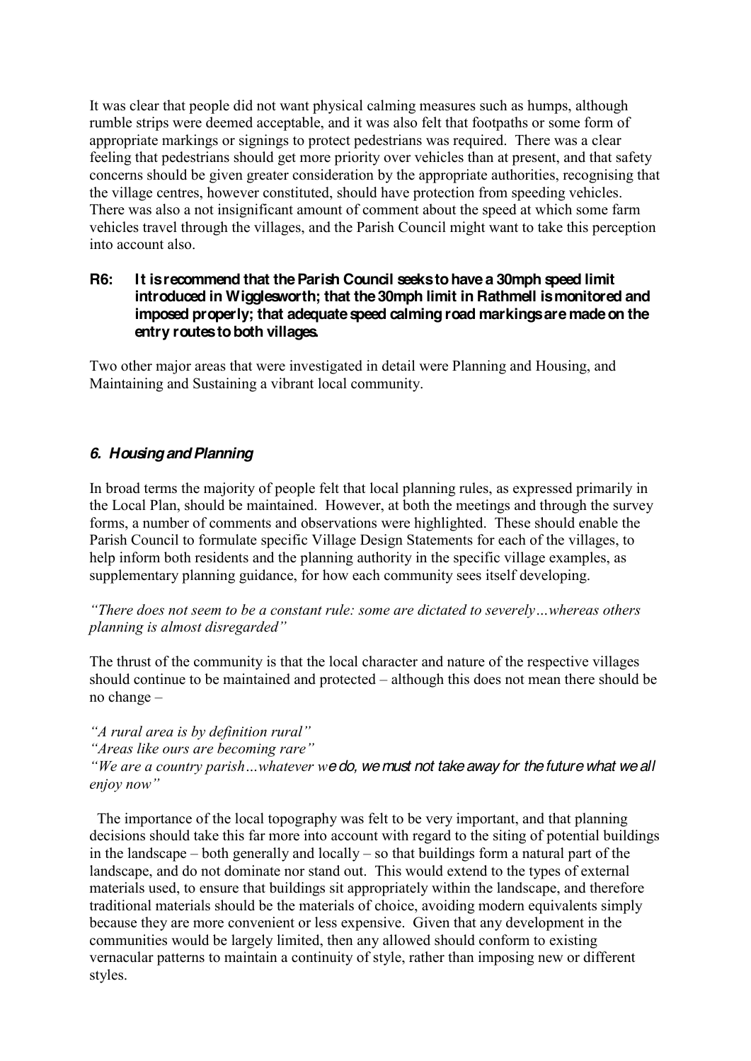It was clear that people did not want physical calming measures such as humps, although rumble strips were deemed acceptable, and it was also felt that footpaths or some form of appropriate markings or signings to protect pedestrians was required. There was a clear feeling that pedestrians should get more priority over vehicles than at present, and that safety concerns should be given greater consideration by the appropriate authorities, recognising that the village centres, however constituted, should have protection from speeding vehicles. There was also a not insignificant amount of comment about the speed at which some farm vehicles travel through the villages, and the Parish Council might want to take this perception into account also.

**R6: It is recommend that the Parish Council seeks to have a 30mph speed limit introduced in Wigglesworth; that the 30mph limit in Rathmell is monitored and imposed properly; that adequate speed calming road markings are made on the entry routes to both villages.**

Two other major areas that were investigated in detail were Planning and Housing, and Maintaining and Sustaining a vibrant local community.

## *6. Housing and Planning*

In broad terms the majority of people felt that local planning rules, as expressed primarily in the Local Plan, should be maintained. However, at both the meetings and through the survey forms, a number of comments and observations were highlighted. These should enable the Parish Council to formulate specific Village Design Statements for each of the villages, to help inform both residents and the planning authority in the specific village examples, as supplementary planning guidance, for how each community sees itself developing.

*"There does not seem to be a constant rule: some are dictated to severely…whereas others planning is almost disregarded"*

The thrust of the community is that the local character and nature of the respective villages should continue to be maintained and protected – although this does not mean there should be no change –

*"A rural area is by definition rural"*
*"Areas like ours are becoming rare"*
*"We are a country parish…whatever we do, we must not take away for the future what we all enjoy now"*

The importance of the local topography was felt to be very important, and that planning decisions should take this far more into account with regard to the siting of potential buildings in the landscape – both generally and locally – so that buildings form a natural part of the landscape, and do not dominate nor stand out. This would extend to the types of external materials used, to ensure that buildings sit appropriately within the landscape, and therefore traditional materials should be the materials of choice, avoiding modern equivalents simply because they are more convenient or less expensive. Given that any development in the communities would be largely limited, then any allowed should conform to existing vernacular patterns to maintain a continuity of style, rather than imposing new or different styles.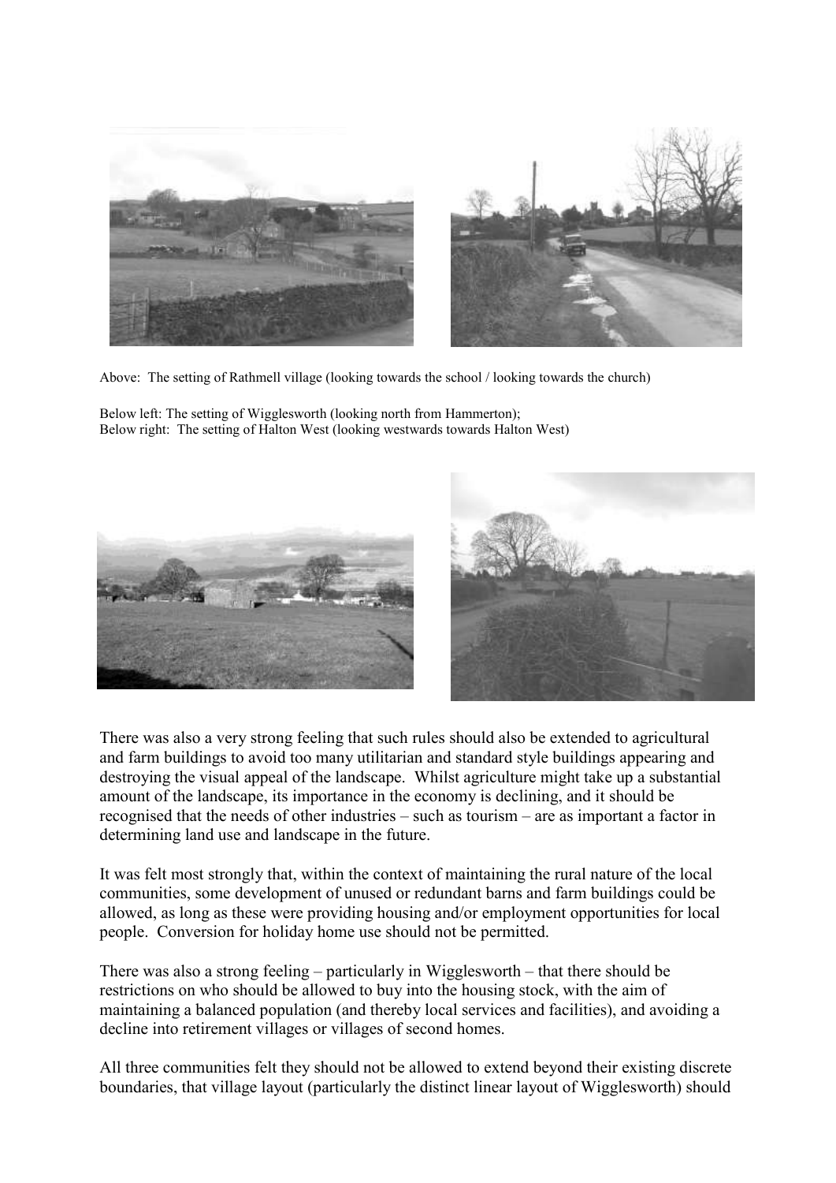Above: The setting of Rathmell village (looking towards the school / looking towards the church)

Below left: The setting of Wigglesworth (looking north from Hammerton);
Below right: The setting of Halton West (looking westwards towards Halton West)

There was also a very strong feeling that such rules should also be extended to agricultural and farm buildings to avoid too many utilitarian and standard style buildings appearing and destroying the visual appeal of the landscape. Whilst agriculture might take up a substantial amount of the landscape, its importance in the economy is declining, and it should be recognised that the needs of other industries – such as tourism – are as important a factor in determining land use and landscape in the future.

It was felt most strongly that, within the context of maintaining the rural nature of the local communities, some development of unused or redundant barns and farm buildings could be allowed, as long as these were providing housing and/or employment opportunities for local people. Conversion for holiday home use should not be permitted.

There was also a strong feeling – particularly in Wigglesworth – that there should be restrictions on who should be allowed to buy into the housing stock, with the aim of maintaining a balanced population (and thereby local services and facilities), and avoiding a decline into retirement villages or villages of second homes.

All three communities felt they should not be allowed to extend beyond their existing discrete boundaries, that village layout (particularly the distinct linear layout of Wigglesworth) should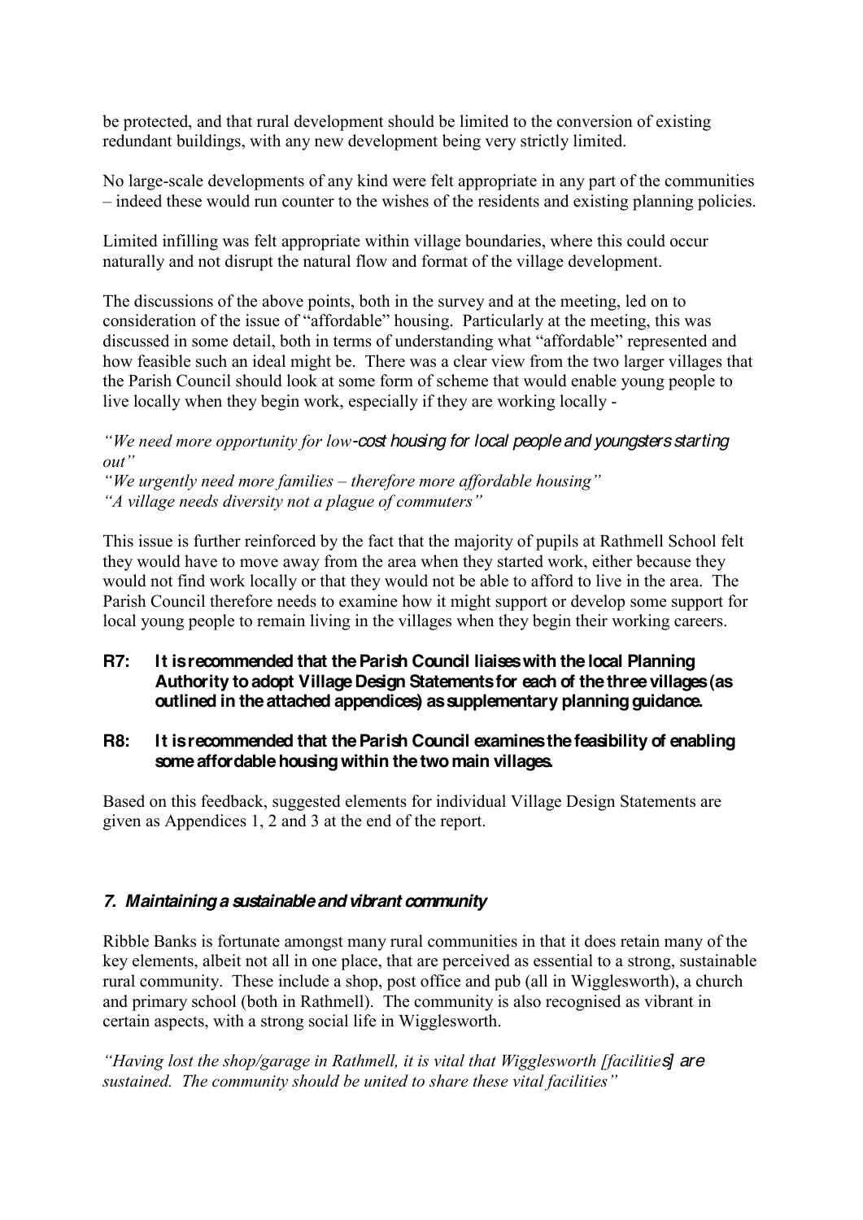be protected, and that rural development should be limited to the conversion of existing redundant buildings, with any new development being very strictly limited.

No large-scale developments of any kind were felt appropriate in any part of the communities – indeed these would run counter to the wishes of the residents and existing planning policies.

Limited infilling was felt appropriate within village boundaries, where this could occur naturally and not disrupt the natural flow and format of the village development.

The discussions of the above points, both in the survey and at the meeting, led on to consideration of the issue of "affordable" housing. Particularly at the meeting, this was discussed in some detail, both in terms of understanding what "affordable" represented and how feasible such an ideal might be. There was a clear view from the two larger villages that the Parish Council should look at some form of scheme that would enable young people to live locally when they begin work, especially if they are working locally -

*"We need more opportunity for low-cost housing for local people and youngsters starting out"*
*"We urgently need more families – therefore more affordable housing"*
*"A village needs diversity not a plague of commuters"*

This issue is further reinforced by the fact that the majority of pupils at Rathmell School felt they would have to move away from the area when they started work, either because they would not find work locally or that they would not be able to afford to live in the area. The Parish Council therefore needs to examine how it might support or develop some support for local young people to remain living in the villages when they begin their working careers.

**R7: It is recommended that the Parish Council liaises with the local Planning Authority to adopt Village Design Statements for each of the three villages (as outlined in the attached appendices) as supplementary planning guidance.**

**R8: It is recommended that the Parish Council examines the feasibility of enabling some affordable housing within the two main villages.**

Based on this feedback, suggested elements for individual Village Design Statements are given as Appendices 1, 2 and 3 at the end of the report.

## *7. Maintaining a sustainable and vibrant community*

Ribble Banks is fortunate amongst many rural communities in that it does retain many of the key elements, albeit not all in one place, that are perceived as essential to a strong, sustainable rural community. These include a shop, post office and pub (all in Wigglesworth), a church and primary school (both in Rathmell). The community is also recognised as vibrant in certain aspects, with a strong social life in Wigglesworth.

*"Having lost the shop/garage in Rathmell, it is vital that Wigglesworth [facilities] are sustained. The community should be united to share these vital facilities"*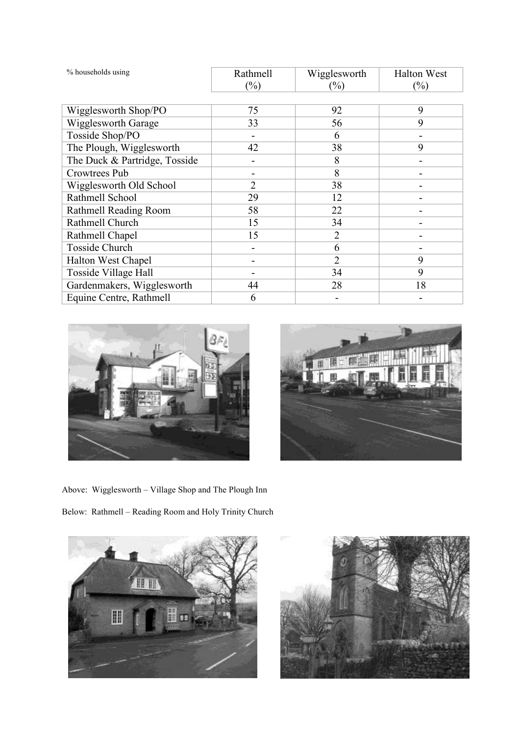| % households using | Rathmell (%) | Wigglesworth (%) | Halton West (%) |
|---|---|---|---|
| Wigglesworth Shop/PO | 75 | 92 | 9 |
| Wigglesworth Garage | 33 | 56 | 9 |
| Tosside Shop/PO | - | 6 | - |
| The Plough, Wigglesworth | 42 | 38 | 9 |
| The Duck & Partridge, Tosside | - | 8 | - |
| Crowtrees Pub | - | 8 | - |
| Wigglesworth Old School | 2 | 38 | - |
| Rathmell School | 29 | 12 | - |
| Rathmell Reading Room | 58 | 22 | - |
| Rathmell Church | 15 | 34 | - |
| Rathmell Chapel | 15 | 2 | - |
| Tosside Church | - | 6 | - |
| Halton West Chapel | - | 2 | 9 |
| Tosside Village Hall | - | 34 | 9 |
| Gardenmakers, Wigglesworth | 44 | 28 | 18 |
| Equine Centre, Rathmell | 6 | - | - |

Above: Wigglesworth – Village Shop and The Plough Inn

Below: Rathmell – Reading Room and Holy Trinity Church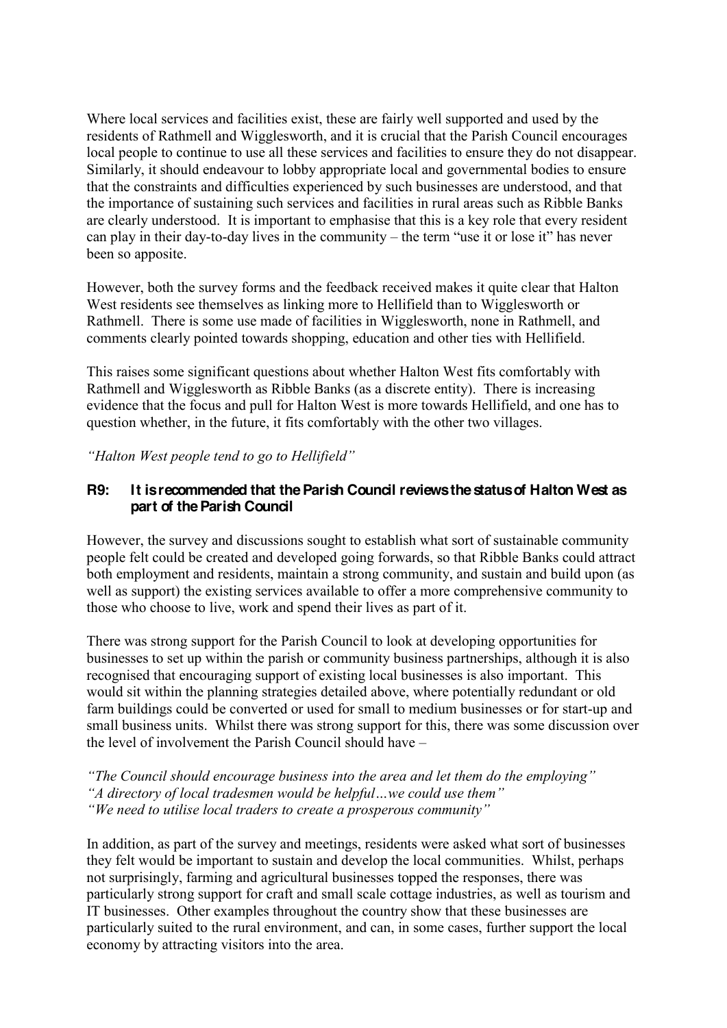Where local services and facilities exist, these are fairly well supported and used by the residents of Rathmell and Wigglesworth, and it is crucial that the Parish Council encourages local people to continue to use all these services and facilities to ensure they do not disappear. Similarly, it should endeavour to lobby appropriate local and governmental bodies to ensure that the constraints and difficulties experienced by such businesses are understood, and that the importance of sustaining such services and facilities in rural areas such as Ribble Banks are clearly understood. It is important to emphasise that this is a key role that every resident can play in their day-to-day lives in the community – the term "use it or lose it" has never been so apposite.

However, both the survey forms and the feedback received makes it quite clear that Halton West residents see themselves as linking more to Hellifield than to Wigglesworth or Rathmell. There is some use made of facilities in Wigglesworth, none in Rathmell, and comments clearly pointed towards shopping, education and other ties with Hellifield.

This raises some significant questions about whether Halton West fits comfortably with Rathmell and Wigglesworth as Ribble Banks (as a discrete entity). There is increasing evidence that the focus and pull for Halton West is more towards Hellifield, and one has to question whether, in the future, it fits comfortably with the other two villages.

*"Halton West people tend to go to Hellifield"*

**R9: It is recommended that the Parish Council reviews the status of Halton West as part of the Parish Council**

However, the survey and discussions sought to establish what sort of sustainable community people felt could be created and developed going forwards, so that Ribble Banks could attract both employment and residents, maintain a strong community, and sustain and build upon (as well as support) the existing services available to offer a more comprehensive community to those who choose to live, work and spend their lives as part of it.

There was strong support for the Parish Council to look at developing opportunities for businesses to set up within the parish or community business partnerships, although it is also recognised that encouraging support of existing local businesses is also important. This would sit within the planning strategies detailed above, where potentially redundant or old farm buildings could be converted or used for small to medium businesses or for start-up and small business units. Whilst there was strong support for this, there was some discussion over the level of involvement the Parish Council should have –

*"The Council should encourage business into the area and let them do the employing"*
*"A directory of local tradesmen would be helpful…we could use them"*
*"We need to utilise local traders to create a prosperous community"*

In addition, as part of the survey and meetings, residents were asked what sort of businesses they felt would be important to sustain and develop the local communities. Whilst, perhaps not surprisingly, farming and agricultural businesses topped the responses, there was particularly strong support for craft and small scale cottage industries, as well as tourism and IT businesses. Other examples throughout the country show that these businesses are particularly suited to the rural environment, and can, in some cases, further support the local economy by attracting visitors into the area.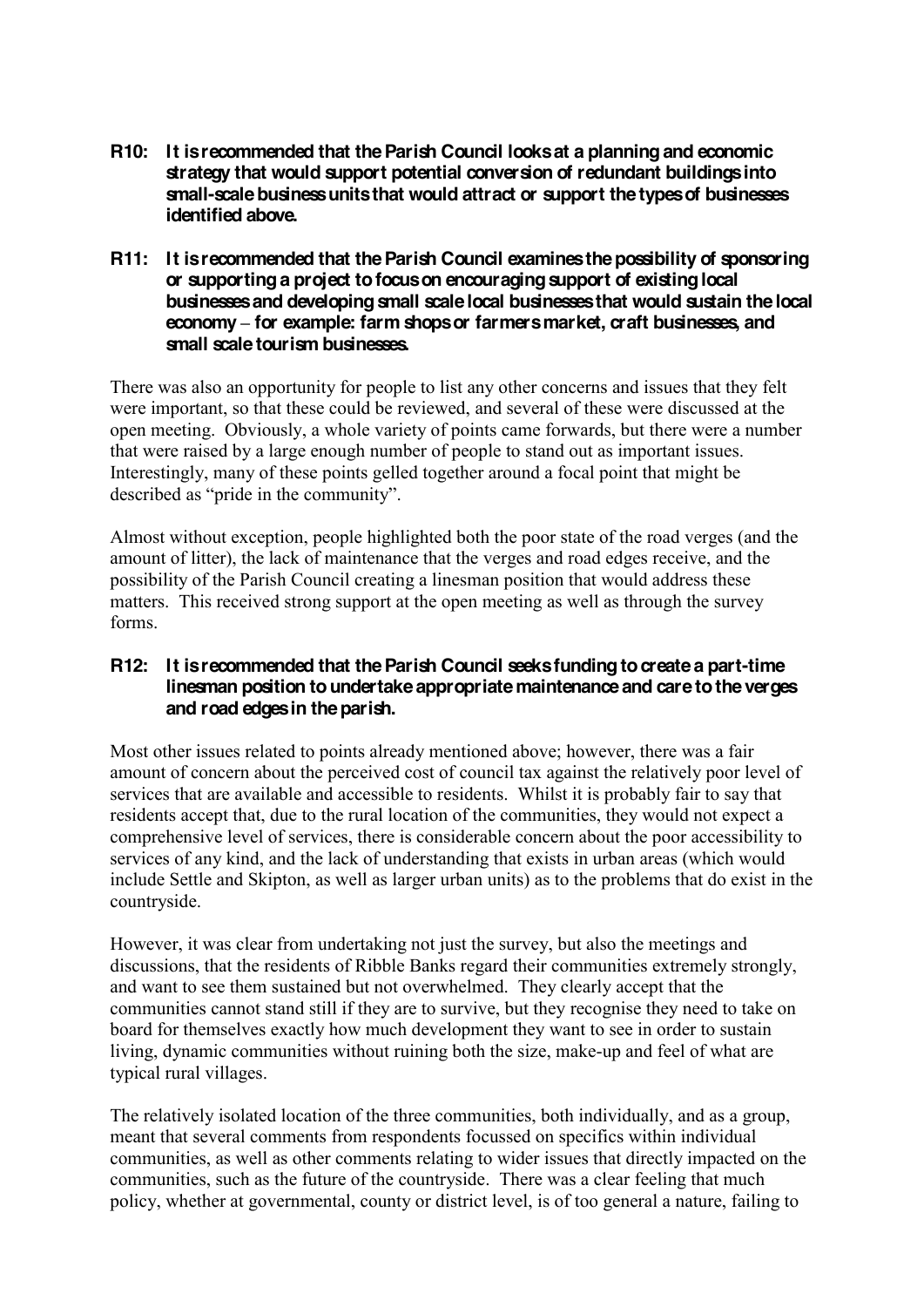**R10: It is recommended that the Parish Council looks at a planning and economic strategy that would support potential conversion of redundant buildings into small-scale business units that would attract or support the types of businesses identified above.**

**R11: It is recommended that the Parish Council examines the possibility of sponsoring or supporting a project to focus on encouraging support of existing local businesses and developing small scale local businesses that would sustain the local economy – for example: farm shops or farmers market, craft businesses, and small scale tourism businesses.**

There was also an opportunity for people to list any other concerns and issues that they felt were important, so that these could be reviewed, and several of these were discussed at the open meeting. Obviously, a whole variety of points came forwards, but there were a number that were raised by a large enough number of people to stand out as important issues. Interestingly, many of these points gelled together around a focal point that might be described as "pride in the community".

Almost without exception, people highlighted both the poor state of the road verges (and the amount of litter), the lack of maintenance that the verges and road edges receive, and the possibility of the Parish Council creating a linesman position that would address these matters. This received strong support at the open meeting as well as through the survey forms.

**R12: It is recommended that the Parish Council seeks funding to create a part-time linesman position to undertake appropriate maintenance and care to the verges and road edges in the parish.**

Most other issues related to points already mentioned above; however, there was a fair amount of concern about the perceived cost of council tax against the relatively poor level of services that are available and accessible to residents. Whilst it is probably fair to say that residents accept that, due to the rural location of the communities, they would not expect a comprehensive level of services, there is considerable concern about the poor accessibility to services of any kind, and the lack of understanding that exists in urban areas (which would include Settle and Skipton, as well as larger urban units) as to the problems that do exist in the countryside.

However, it was clear from undertaking not just the survey, but also the meetings and discussions, that the residents of Ribble Banks regard their communities extremely strongly, and want to see them sustained but not overwhelmed. They clearly accept that the communities cannot stand still if they are to survive, but they recognise they need to take on board for themselves exactly how much development they want to see in order to sustain living, dynamic communities without ruining both the size, make-up and feel of what are typical rural villages.

The relatively isolated location of the three communities, both individually, and as a group, meant that several comments from respondents focussed on specifics within individual communities, as well as other comments relating to wider issues that directly impacted on the communities, such as the future of the countryside. There was a clear feeling that much policy, whether at governmental, county or district level, is of too general a nature, failing to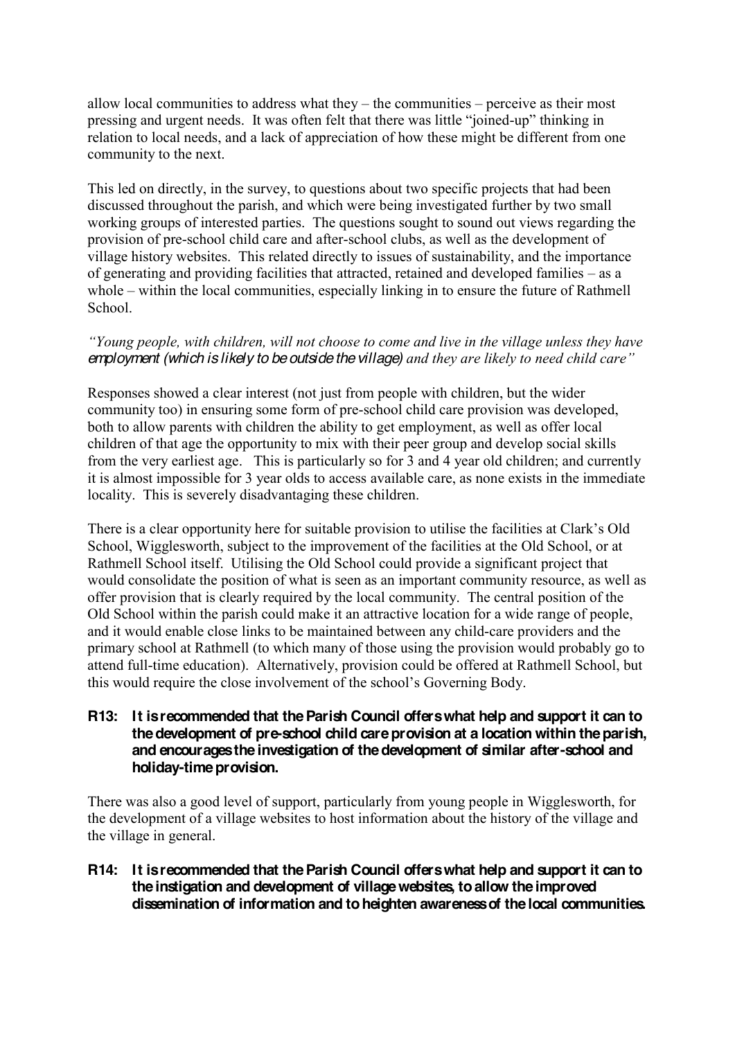allow local communities to address what they – the communities – perceive as their most pressing and urgent needs. It was often felt that there was little "joined-up" thinking in relation to local needs, and a lack of appreciation of how these might be different from one community to the next.

This led on directly, in the survey, to questions about two specific projects that had been discussed throughout the parish, and which were being investigated further by two small working groups of interested parties. The questions sought to sound out views regarding the provision of pre-school child care and after-school clubs, as well as the development of village history websites. This related directly to issues of sustainability, and the importance of generating and providing facilities that attracted, retained and developed families – as a whole – within the local communities, especially linking in to ensure the future of Rathmell School.

*"Young people, with children, will not choose to come and live in the village unless they have employment (which is likely to be outside the village) and they are likely to need child care"*

Responses showed a clear interest (not just from people with children, but the wider community too) in ensuring some form of pre-school child care provision was developed, both to allow parents with children the ability to get employment, as well as offer local children of that age the opportunity to mix with their peer group and develop social skills from the very earliest age. This is particularly so for 3 and 4 year old children; and currently it is almost impossible for 3 year olds to access available care, as none exists in the immediate locality. This is severely disadvantaging these children.

There is a clear opportunity here for suitable provision to utilise the facilities at Clark's Old School, Wigglesworth, subject to the improvement of the facilities at the Old School, or at Rathmell School itself. Utilising the Old School could provide a significant project that would consolidate the position of what is seen as an important community resource, as well as offer provision that is clearly required by the local community. The central position of the Old School within the parish could make it an attractive location for a wide range of people, and it would enable close links to be maintained between any child-care providers and the primary school at Rathmell (to which many of those using the provision would probably go to attend full-time education). Alternatively, provision could be offered at Rathmell School, but this would require the close involvement of the school's Governing Body.

**R13: It is recommended that the Parish Council offers what help and support it can to the development of pre-school child care provision at a location within the parish, and encourages the investigation of the development of similar after-school and holiday-time provision.**

There was also a good level of support, particularly from young people in Wigglesworth, for the development of a village websites to host information about the history of the village and the village in general.

**R14: It is recommended that the Parish Council offers what help and support it can to the instigation and development of village websites, to allow the improved dissemination of information and to heighten awareness of the local communities.**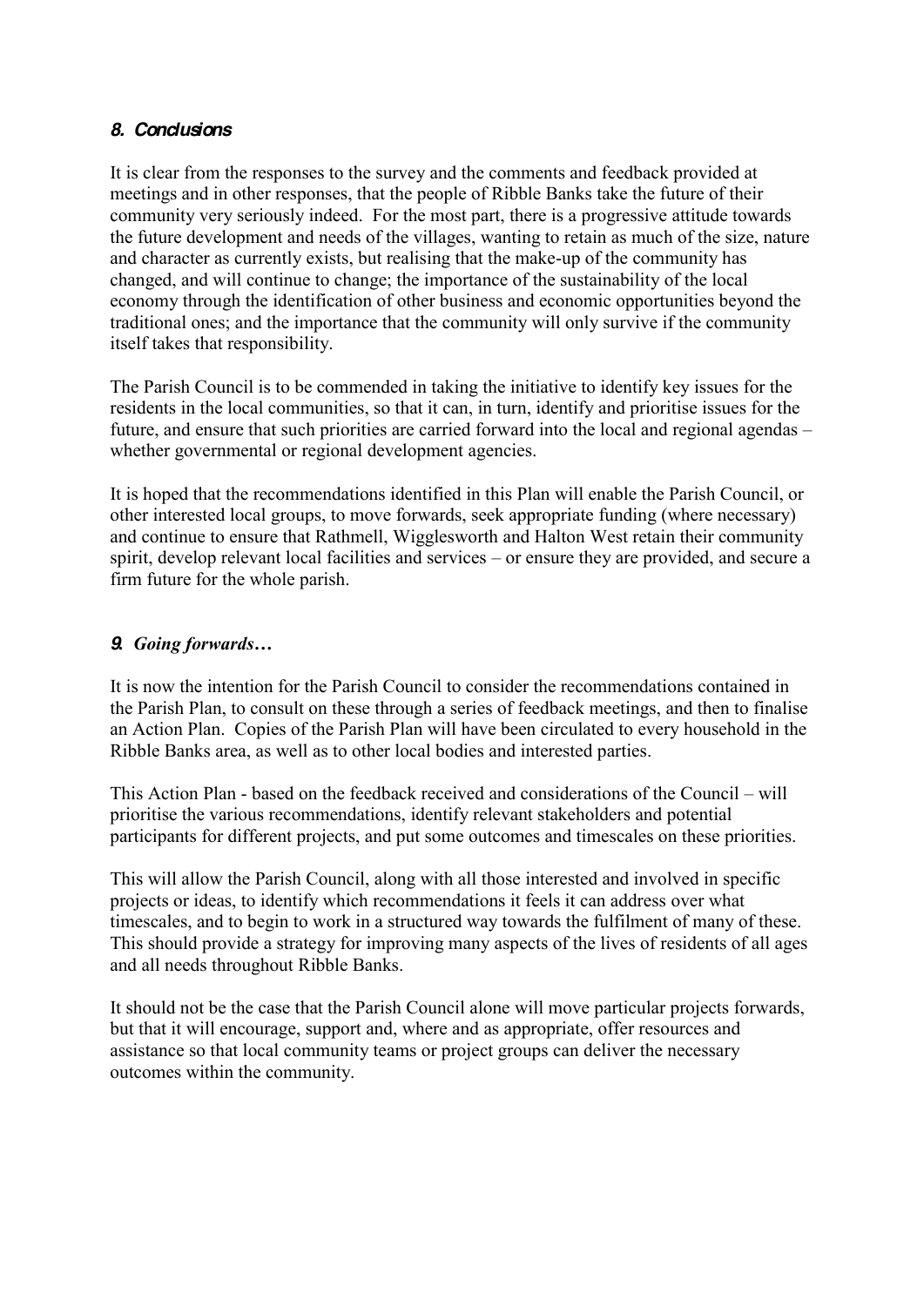## *8. Conclusions*

It is clear from the responses to the survey and the comments and feedback provided at meetings and in other responses, that the people of Ribble Banks take the future of their community very seriously indeed. For the most part, there is a progressive attitude towards the future development and needs of the villages, wanting to retain as much of the size, nature and character as currently exists, but realising that the make-up of the community has changed, and will continue to change; the importance of the sustainability of the local economy through the identification of other business and economic opportunities beyond the traditional ones; and the importance that the community will only survive if the community itself takes that responsibility.

The Parish Council is to be commended in taking the initiative to identify key issues for the residents in the local communities, so that it can, in turn, identify and prioritise issues for the future, and ensure that such priorities are carried forward into the local and regional agendas – whether governmental or regional development agencies.

It is hoped that the recommendations identified in this Plan will enable the Parish Council, or other interested local groups, to move forwards, seek appropriate funding (where necessary) and continue to ensure that Rathmell, Wigglesworth and Halton West retain their community spirit, develop relevant local facilities and services – or ensure they are provided, and secure a firm future for the whole parish.

## *9. Going forwards…*

It is now the intention for the Parish Council to consider the recommendations contained in the Parish Plan, to consult on these through a series of feedback meetings, and then to finalise an Action Plan. Copies of the Parish Plan will have been circulated to every household in the Ribble Banks area, as well as to other local bodies and interested parties.

This Action Plan - based on the feedback received and considerations of the Council – will prioritise the various recommendations, identify relevant stakeholders and potential participants for different projects, and put some outcomes and timescales on these priorities.

This will allow the Parish Council, along with all those interested and involved in specific projects or ideas, to identify which recommendations it feels it can address over what timescales, and to begin to work in a structured way towards the fulfilment of many of these. This should provide a strategy for improving many aspects of the lives of residents of all ages and all needs throughout Ribble Banks.

It should not be the case that the Parish Council alone will move particular projects forwards, but that it will encourage, support and, where and as appropriate, offer resources and assistance so that local community teams or project groups can deliver the necessary outcomes within the community.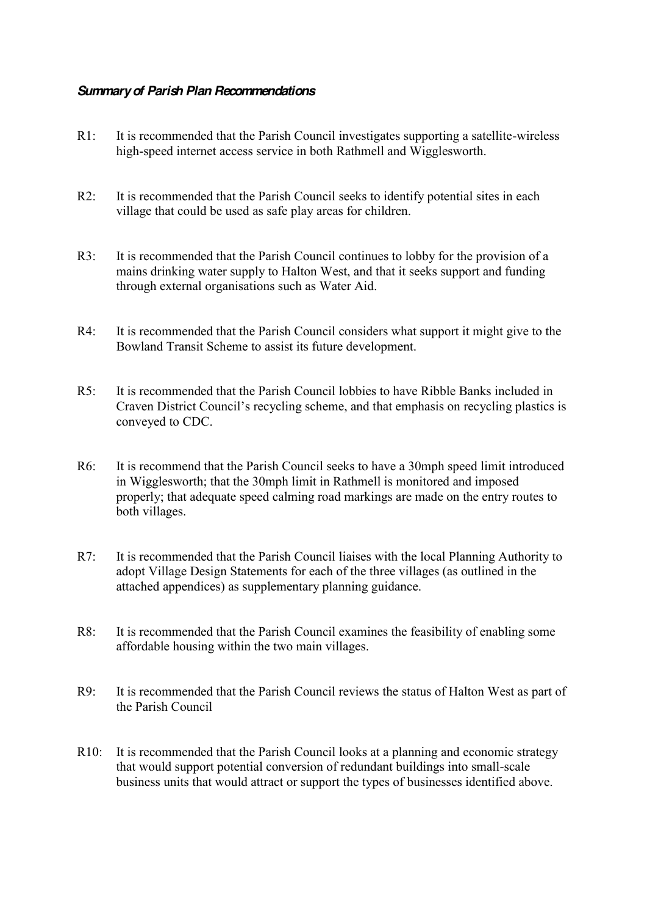***Summary of Parish Plan Recommendations***

R1: It is recommended that the Parish Council investigates supporting a satellite-wireless high-speed internet access service in both Rathmell and Wigglesworth.

R2: It is recommended that the Parish Council seeks to identify potential sites in each village that could be used as safe play areas for children.

R3: It is recommended that the Parish Council continues to lobby for the provision of a mains drinking water supply to Halton West, and that it seeks support and funding through external organisations such as Water Aid.

R4: It is recommended that the Parish Council considers what support it might give to the Bowland Transit Scheme to assist its future development.

R5: It is recommended that the Parish Council lobbies to have Ribble Banks included in Craven District Council's recycling scheme, and that emphasis on recycling plastics is conveyed to CDC.

R6: It is recommend that the Parish Council seeks to have a 30mph speed limit introduced in Wigglesworth; that the 30mph limit in Rathmell is monitored and imposed properly; that adequate speed calming road markings are made on the entry routes to both villages.

R7: It is recommended that the Parish Council liaises with the local Planning Authority to adopt Village Design Statements for each of the three villages (as outlined in the attached appendices) as supplementary planning guidance.

R8: It is recommended that the Parish Council examines the feasibility of enabling some affordable housing within the two main villages.

R9: It is recommended that the Parish Council reviews the status of Halton West as part of the Parish Council

R10: It is recommended that the Parish Council looks at a planning and economic strategy that would support potential conversion of redundant buildings into small-scale business units that would attract or support the types of businesses identified above.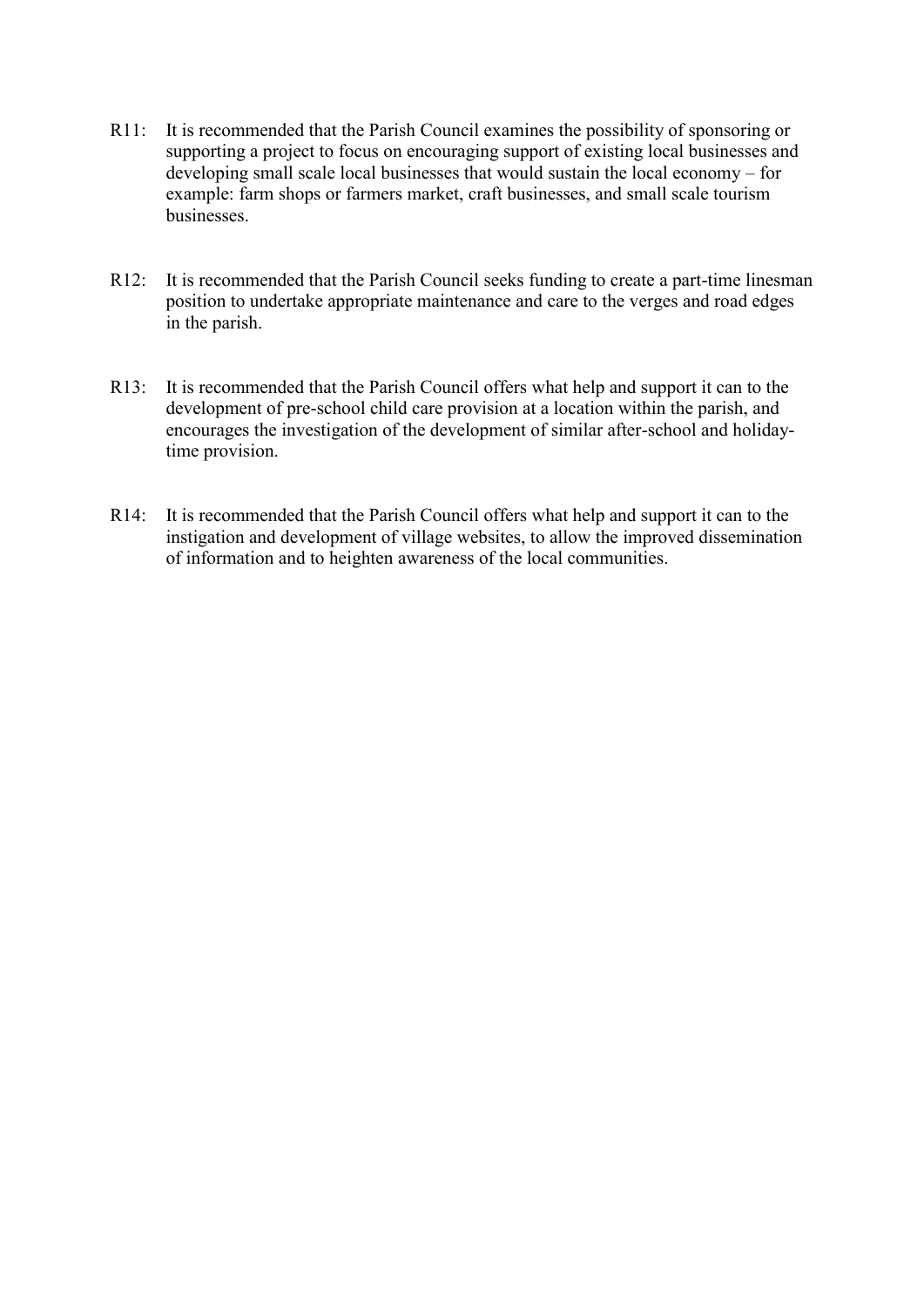R11: It is recommended that the Parish Council examines the possibility of sponsoring or supporting a project to focus on encouraging support of existing local businesses and developing small scale local businesses that would sustain the local economy – for example: farm shops or farmers market, craft businesses, and small scale tourism businesses.

R12: It is recommended that the Parish Council seeks funding to create a part-time linesman position to undertake appropriate maintenance and care to the verges and road edges in the parish.

R13: It is recommended that the Parish Council offers what help and support it can to the development of pre-school child care provision at a location within the parish, and encourages the investigation of the development of similar after-school and holiday-time provision.

R14: It is recommended that the Parish Council offers what help and support it can to the instigation and development of village websites, to allow the improved dissemination of information and to heighten awareness of the local communities.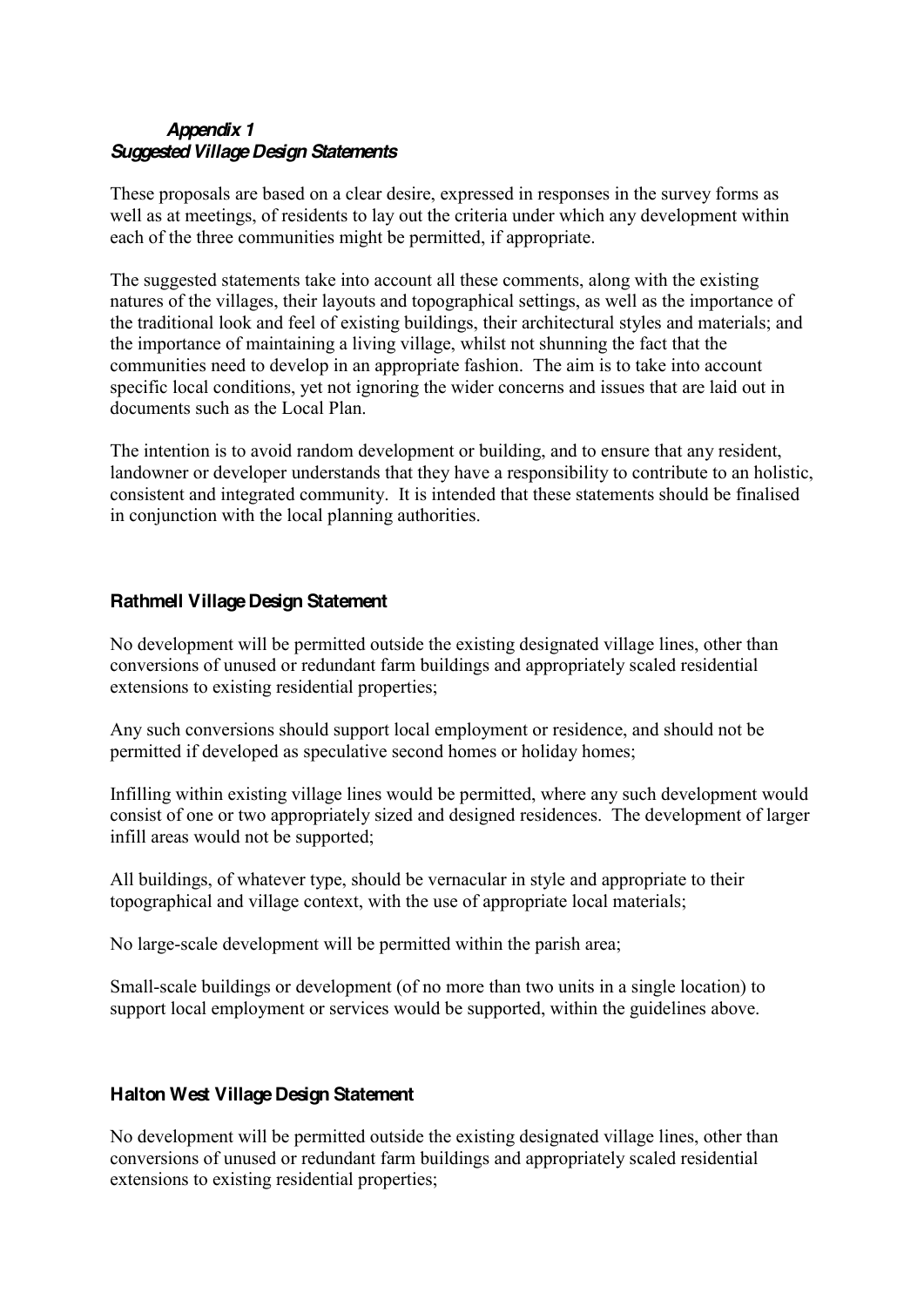***Appendix 1***
***Suggested Village Design Statements***

These proposals are based on a clear desire, expressed in responses in the survey forms as well as at meetings, of residents to lay out the criteria under which any development within each of the three communities might be permitted, if appropriate.

The suggested statements take into account all these comments, along with the existing natures of the villages, their layouts and topographical settings, as well as the importance of the traditional look and feel of existing buildings, their architectural styles and materials; and the importance of maintaining a living village, whilst not shunning the fact that the communities need to develop in an appropriate fashion. The aim is to take into account specific local conditions, yet not ignoring the wider concerns and issues that are laid out in documents such as the Local Plan.

The intention is to avoid random development or building, and to ensure that any resident, landowner or developer understands that they have a responsibility to contribute to an holistic, consistent and integrated community. It is intended that these statements should be finalised in conjunction with the local planning authorities.

### Rathmell Village Design Statement

No development will be permitted outside the existing designated village lines, other than conversions of unused or redundant farm buildings and appropriately scaled residential extensions to existing residential properties;

Any such conversions should support local employment or residence, and should not be permitted if developed as speculative second homes or holiday homes;

Infilling within existing village lines would be permitted, where any such development would consist of one or two appropriately sized and designed residences. The development of larger infill areas would not be supported;

All buildings, of whatever type, should be vernacular in style and appropriate to their topographical and village context, with the use of appropriate local materials;

No large-scale development will be permitted within the parish area;

Small-scale buildings or development (of no more than two units in a single location) to support local employment or services would be supported, within the guidelines above.

### Halton West Village Design Statement

No development will be permitted outside the existing designated village lines, other than conversions of unused or redundant farm buildings and appropriately scaled residential extensions to existing residential properties;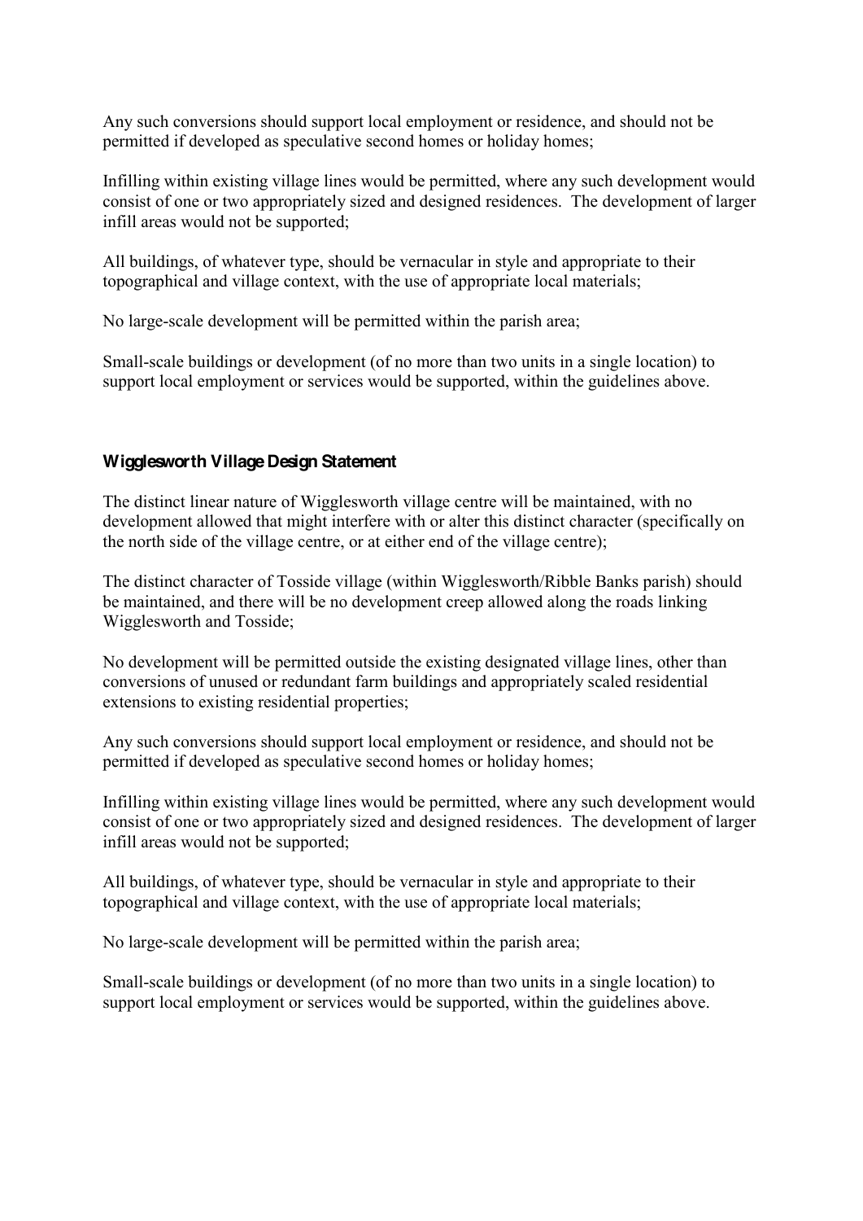Any such conversions should support local employment or residence, and should not be permitted if developed as speculative second homes or holiday homes;

Infilling within existing village lines would be permitted, where any such development would consist of one or two appropriately sized and designed residences. The development of larger infill areas would not be supported;

All buildings, of whatever type, should be vernacular in style and appropriate to their topographical and village context, with the use of appropriate local materials;

No large-scale development will be permitted within the parish area;

Small-scale buildings or development (of no more than two units in a single location) to support local employment or services would be supported, within the guidelines above.

### Wigglesworth Village Design Statement

The distinct linear nature of Wigglesworth village centre will be maintained, with no development allowed that might interfere with or alter this distinct character (specifically on the north side of the village centre, or at either end of the village centre);

The distinct character of Tosside village (within Wigglesworth/Ribble Banks parish) should be maintained, and there will be no development creep allowed along the roads linking Wigglesworth and Tosside;

No development will be permitted outside the existing designated village lines, other than conversions of unused or redundant farm buildings and appropriately scaled residential extensions to existing residential properties;

Any such conversions should support local employment or residence, and should not be permitted if developed as speculative second homes or holiday homes;

Infilling within existing village lines would be permitted, where any such development would consist of one or two appropriately sized and designed residences. The development of larger infill areas would not be supported;

All buildings, of whatever type, should be vernacular in style and appropriate to their topographical and village context, with the use of appropriate local materials;

No large-scale development will be permitted within the parish area;

Small-scale buildings or development (of no more than two units in a single location) to support local employment or services would be supported, within the guidelines above.